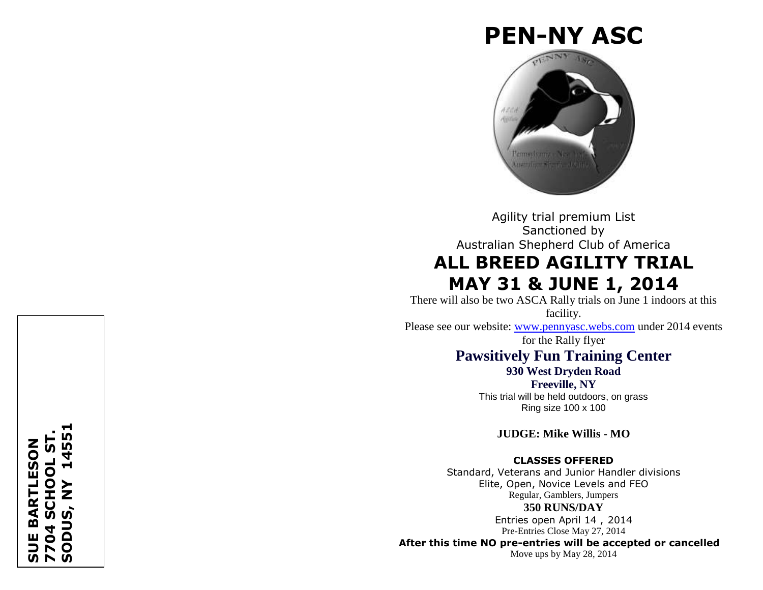SUE BARTLESON
7704 SCHOOL ST.
SODUS, NY 14551

# PEN-NY ASC

Agility trial premium List
Sanctioned by
Australian Shepherd Club of America

## ALL BREED AGILITY TRIAL

## MAY 31 & JUNE 1, 2014

There will also be two ASCA Rally trials on June 1 indoors at this facility.
Please see our website: [www.pennyasc.webs.com](http://www.pennyasc.webs.com) under 2014 events for the Rally flyer

### Pawsitively Fun Training Center

**930 West Dryden Road**
**Freeville, NY**

This trial will be held outdoors, on grass
Ring size 100 x 100

**JUDGE: Mike Willis - MO**

**CLASSES OFFERED**

Standard, Veterans and Junior Handler divisions
Elite, Open, Novice Levels and FEO
Regular, Gamblers, Jumpers

**350 RUNS/DAY**

Entries open April 14 , 2014
Pre-Entries Close May 27, 2014

**After this time NO pre-entries will be accepted or cancelled**

Move ups by May 28, 2014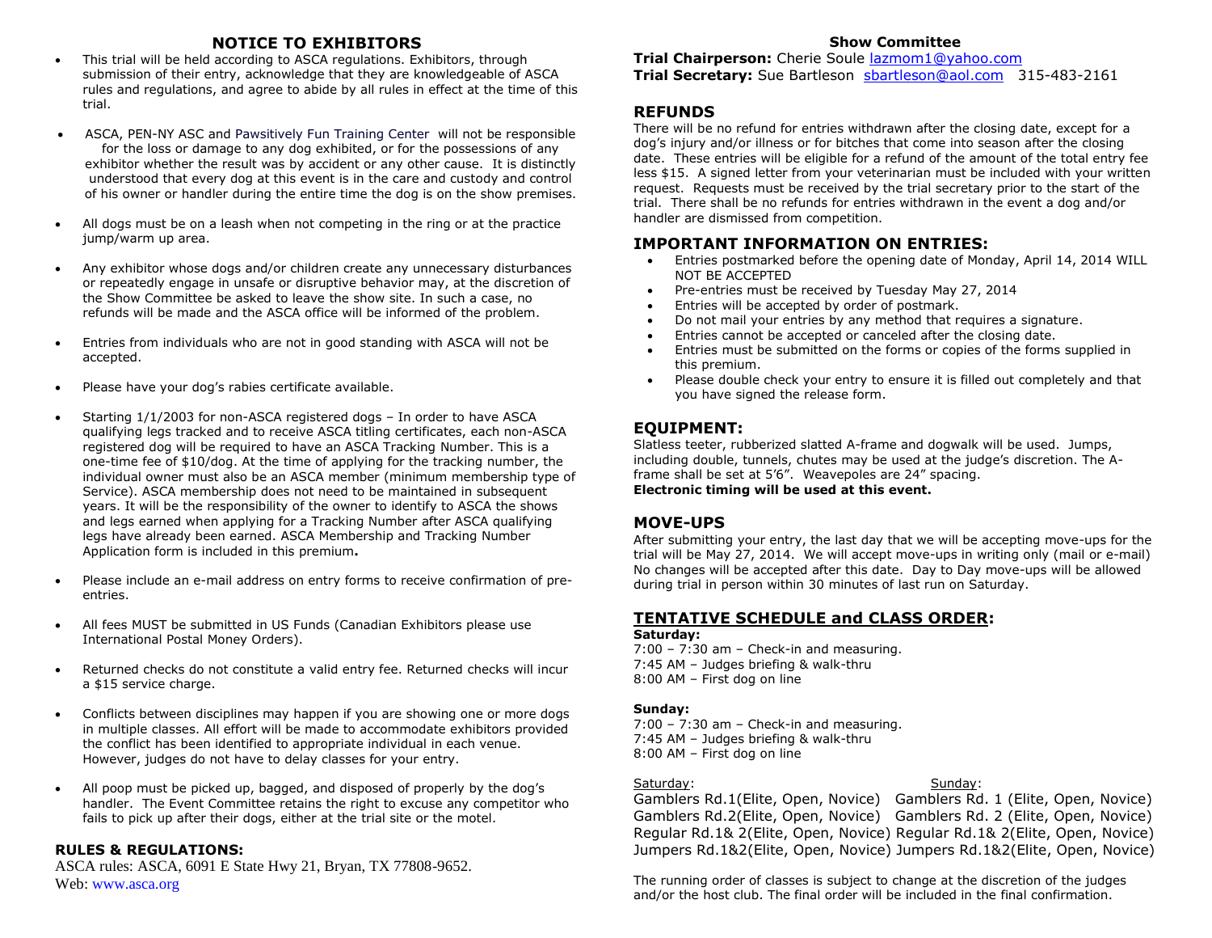## NOTICE TO EXHIBITORS

- This trial will be held according to ASCA regulations. Exhibitors, through submission of their entry, acknowledge that they are knowledgeable of ASCA rules and regulations, and agree to abide by all rules in effect at the time of this trial.
- ASCA, PEN-NY ASC and Pawsitively Fun Training Center will not be responsible for the loss or damage to any dog exhibited, or for the possessions of any exhibitor whether the result was by accident or any other cause. It is distinctly understood that every dog at this event is in the care and custody and control of his owner or handler during the entire time the dog is on the show premises.
- All dogs must be on a leash when not competing in the ring or at the practice jump/warm up area.
- Any exhibitor whose dogs and/or children create any unnecessary disturbances or repeatedly engage in unsafe or disruptive behavior may, at the discretion of the Show Committee be asked to leave the show site. In such a case, no refunds will be made and the ASCA office will be informed of the problem.
- Entries from individuals who are not in good standing with ASCA will not be accepted.
- Please have your dog's rabies certificate available.
- Starting 1/1/2003 for non-ASCA registered dogs – In order to have ASCA qualifying legs tracked and to receive ASCA titling certificates, each non-ASCA registered dog will be required to have an ASCA Tracking Number. This is a one-time fee of $10/dog. At the time of applying for the tracking number, the individual owner must also be an ASCA member (minimum membership type of Service). ASCA membership does not need to be maintained in subsequent years. It will be the responsibility of the owner to identify to ASCA the shows and legs earned when applying for a Tracking Number after ASCA qualifying legs have already been earned. ASCA Membership and Tracking Number Application form is included in this premium**.**
- Please include an e-mail address on entry forms to receive confirmation of pre-entries.
- All fees MUST be submitted in US Funds (Canadian Exhibitors please use International Postal Money Orders).
- Returned checks do not constitute a valid entry fee. Returned checks will incur a $15 service charge.
- Conflicts between disciplines may happen if you are showing one or more dogs in multiple classes. All effort will be made to accommodate exhibitors provided the conflict has been identified to appropriate individual in each venue. However, judges do not have to delay classes for your entry.
- All poop must be picked up, bagged, and disposed of properly by the dog's handler. The Event Committee retains the right to excuse any competitor who fails to pick up after their dogs, either at the trial site or the motel.

### RULES & REGULATIONS:

ASCA rules: ASCA, 6091 E State Hwy 21, Bryan, TX 77808-9652.
Web: www.asca.org

## Show Committee

**Trial Chairperson:** Cherie Soule lazmom1@yahoo.com
**Trial Secretary:** Sue Bartleson sbartleson@aol.com 315-483-2161

## REFUNDS

There will be no refund for entries withdrawn after the closing date, except for a dog's injury and/or illness or for bitches that come into season after the closing date. These entries will be eligible for a refund of the amount of the total entry fee less $15. A signed letter from your veterinarian must be included with your written request. Requests must be received by the trial secretary prior to the start of the trial. There shall be no refunds for entries withdrawn in the event a dog and/or handler are dismissed from competition.

## IMPORTANT INFORMATION ON ENTRIES:

- Entries postmarked before the opening date of Monday, April 14, 2014 WILL NOT BE ACCEPTED
- Pre-entries must be received by Tuesday May 27, 2014
- Entries will be accepted by order of postmark.
- Do not mail your entries by any method that requires a signature.
- Entries cannot be accepted or canceled after the closing date.
- Entries must be submitted on the forms or copies of the forms supplied in this premium.
- Please double check your entry to ensure it is filled out completely and that you have signed the release form.

## EQUIPMENT:

Slatless teeter, rubberized slatted A-frame and dogwalk will be used. Jumps, including double, tunnels, chutes may be used at the judge's discretion. The A-frame shall be set at 5'6". Weavepoles are 24" spacing.
**Electronic timing will be used at this event.**

## MOVE-UPS

After submitting your entry, the last day that we will be accepting move-ups for the trial will be May 27, 2014. We will accept move-ups in writing only (mail or e-mail) No changes will be accepted after this date. Day to Day move-ups will be allowed during trial in person within 30 minutes of last run on Saturday.

## TENTATIVE SCHEDULE and CLASS ORDER:

**Saturday:**
7:00 – 7:30 am – Check-in and measuring.
7:45 AM – Judges briefing & walk-thru
8:00 AM – First dog on line

**Sunday:**
7:00 – 7:30 am – Check-in and measuring.
7:45 AM – Judges briefing & walk-thru
8:00 AM – First dog on line

| Saturday: | Sunday: |
|---|---|
| Gamblers Rd.1(Elite, Open, Novice) | Gamblers Rd. 1 (Elite, Open, Novice) |
| Gamblers Rd.2(Elite, Open, Novice) | Gamblers Rd. 2 (Elite, Open, Novice) |
| Regular Rd.1& 2(Elite, Open, Novice) | Regular Rd.1& 2(Elite, Open, Novice) |
| Jumpers Rd.1&2(Elite, Open, Novice) | Jumpers Rd.1&2(Elite, Open, Novice) |

The running order of classes is subject to change at the discretion of the judges and/or the host club. The final order will be included in the final confirmation.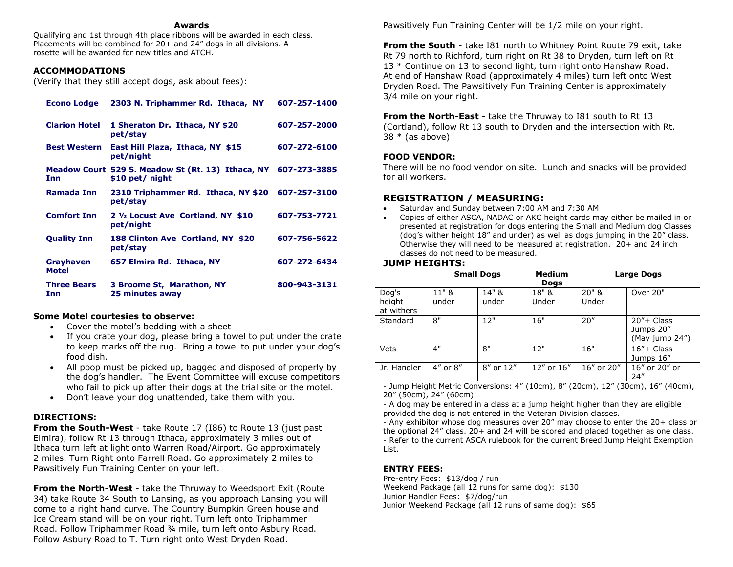### Awards

Qualifying and 1st through 4th place ribbons will be awarded in each class. Placements will be combined for 20+ and 24" dogs in all divisions. A rosette will be awarded for new titles and ATCH.

## ACCOMMODATIONS

(Verify that they still accept dogs, ask about fees):

| | | |
|---|---|---|
| **Econo Lodge** | **2303 N. Triphammer Rd. Ithaca, NY** | **607-257-1400** |
| **Clarion Hotel** | **1 Sheraton Dr. Ithaca, NY $20 pet/stay** | **607-257-2000** |
| **Best Western** | **East Hill Plaza, Ithaca, NY $15 pet/night** | **607-272-6100** |
| **Meadow Court Inn** | **529 S. Meadow St (Rt. 13) Ithaca, NY $10 pet/ night** | **607-273-3885** |
| **Ramada Inn** | **2310 Triphammer Rd. Ithaca, NY $20 pet/stay** | **607-257-3100** |
| **Comfort Inn** | **2 ½ Locust Ave Cortland, NY $10 pet/night** | **607-753-7721** |
| **Quality Inn** | **188 Clinton Ave Cortland, NY $20 pet/stay** | **607-756-5622** |
| **Grayhaven Motel** | **657 Elmira Rd. Ithaca, NY** | **607-272-6434** |
| **Three Bears Inn** | **3 Broome St, Marathon, NY 25 minutes away** | **800-943-3131** |

**Some Motel courtesies to observe:**

- Cover the motel's bedding with a sheet
- If you crate your dog, please bring a towel to put under the crate to keep marks off the rug. Bring a towel to put under your dog's food dish.
- All poop must be picked up, bagged and disposed of properly by the dog's handler. The Event Committee will excuse competitors who fail to pick up after their dogs at the trial site or the motel.
- Don't leave your dog unattended, take them with you.

**DIRECTIONS:**

**From the South-West** - take Route 17 (I86) to Route 13 (just past Elmira), follow Rt 13 through Ithaca, approximately 3 miles out of Ithaca turn left at light onto Warren Road/Airport. Go approximately 2 miles. Turn Right onto Farrell Road. Go approximately 2 miles to Pawsitively Fun Training Center on your left.

**From the North-West** - take the Thruway to Weedsport Exit (Route 34) take Route 34 South to Lansing, as you approach Lansing you will come to a right hand curve. The Country Bumpkin Green house and Ice Cream stand will be on your right. Turn left onto Triphammer Road. Follow Triphammer Road ¾ mile, turn left onto Asbury Road. Follow Asbury Road to T. Turn right onto West Dryden Road. Pawsitively Fun Training Center will be 1/2 mile on your right.

**From the South** - take I81 north to Whitney Point Route 79 exit, take Rt 79 north to Richford, turn right on Rt 38 to Dryden, turn left on Rt 13 * Continue on 13 to second light, turn right onto Hanshaw Road. At end of Hanshaw Road (approximately 4 miles) turn left onto West Dryden Road. The Pawsitively Fun Training Center is approximately 3/4 mile on your right.

**From the North-East** - take the Thruway to I81 south to Rt 13 (Cortland), follow Rt 13 south to Dryden and the intersection with Rt. 38 * (as above)

**FOOD VENDOR:**

There will be no food vendor on site. Lunch and snacks will be provided for all workers.

## REGISTRATION / MEASURING:

- Saturday and Sunday between 7:00 AM and 7:30 AM
- Copies of either ASCA, NADAC or AKC height cards may either be mailed in or presented at registration for dogs entering the Small and Medium dog Classes (dog's wither height 18" and under) as well as dogs jumping in the 20" class. Otherwise they will need to be measured at registration. 20+ and 24 inch classes do not need to be measured.

## JUMP HEIGHTS:

| | Small Dogs | | Medium Dogs | Large Dogs | |
|---|---|---|---|---|---|
| Dog's height at withers | 11" & under | 14" & under | 18" & Under | 20" & Under | Over 20" |
| Standard | 8" | 12" | 16" | 20" | 20"+ Class Jumps 20" (May jump 24") |
| Vets | 4" | 8" | 12" | 16" | 16"+ Class Jumps 16" |
| Jr. Handler | 4" or 8" | 8" or 12" | 12" or 16" | 16" or 20" | 16" or 20" or 24" |

- Jump Height Metric Conversions: 4" (10cm), 8" (20cm), 12" (30cm), 16" (40cm), 20" (50cm), 24" (60cm)
- A dog may be entered in a class at a jump height higher than they are eligible provided the dog is not entered in the Veteran Division classes.
- Any exhibitor whose dog measures over 20" may choose to enter the 20+ class or the optional 24" class. 20+ and 24 will be scored and placed together as one class.
- Refer to the current ASCA rulebook for the current Breed Jump Height Exemption List.

**ENTRY FEES:**

Pre-entry Fees: $13/dog / run
Weekend Package (all 12 runs for same dog): $130
Junior Handler Fees: $7/dog/run
Junior Weekend Package (all 12 runs of same dog): $65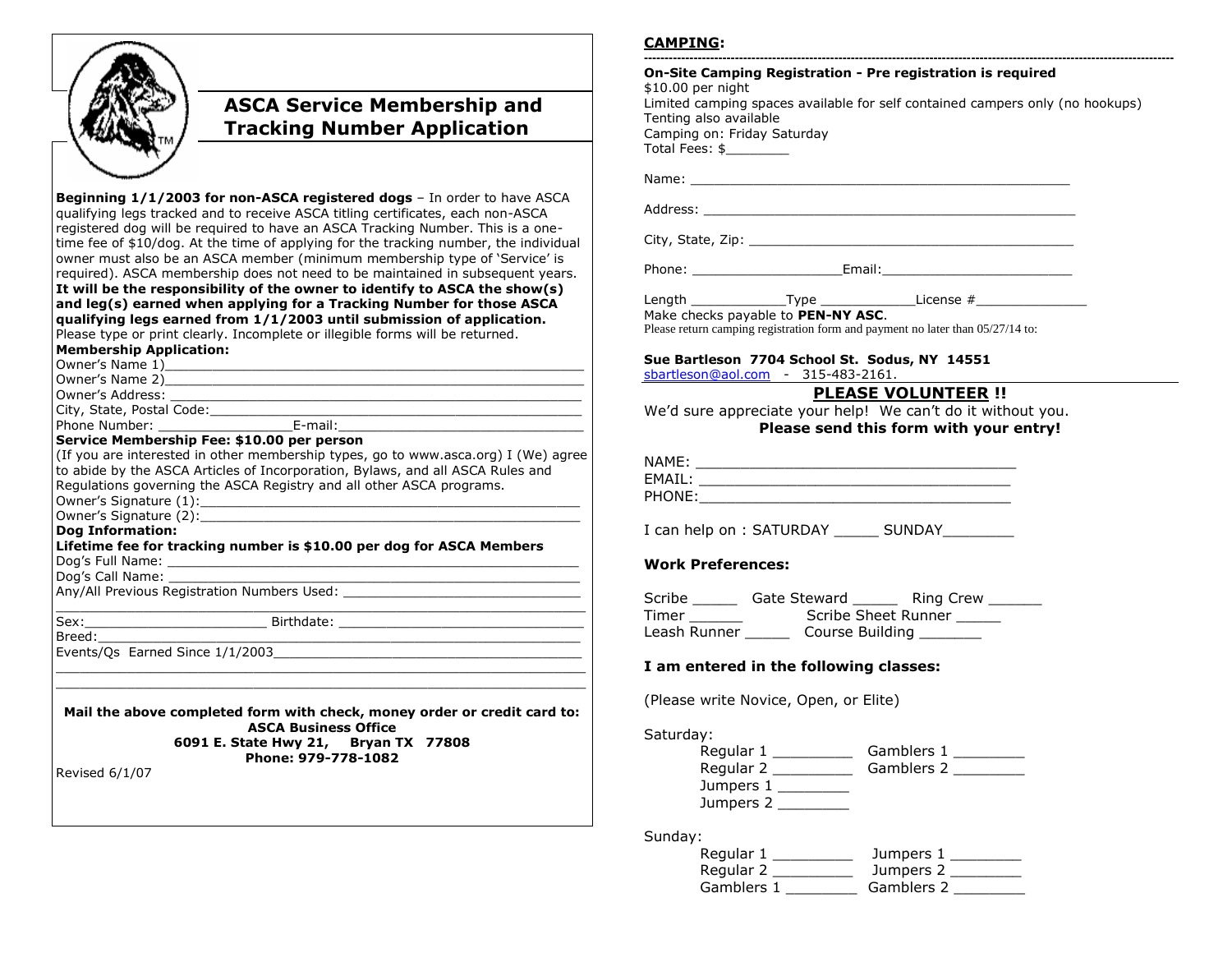## ASCA Service Membership and Tracking Number Application

**Beginning 1/1/2003 for non-ASCA registered dogs** – In order to have ASCA qualifying legs tracked and to receive ASCA titling certificates, each non-ASCA registered dog will be required to have an ASCA Tracking Number. This is a one-time fee of $10/dog. At the time of applying for the tracking number, the individual owner must also be an ASCA member (minimum membership type of 'Service' is required). ASCA membership does not need to be maintained in subsequent years. **It will be the responsibility of the owner to identify to ASCA the show(s) and leg(s) earned when applying for a Tracking Number for those ASCA qualifying legs earned from 1/1/2003 until submission of application.** Please type or print clearly. Incomplete or illegible forms will be returned.

**Membership Application:**

Owner's Name 1)_______________________________________________

Owner's Name 2)_______________________________________________

Owner's Address: _______________________________________________

City, State, Postal Code:_________________________________________

Phone Number: ________________E-mail:___________________________

**Service Membership Fee: $10.00 per person**

(If you are interested in other membership types, go to www.asca.org) I (We) agree to abide by the ASCA Articles of Incorporation, Bylaws, and all ASCA Rules and Regulations governing the ASCA Registry and all other ASCA programs.

Owner's Signature (1):___________________________________________

Owner's Signature (2):___________________________________________

**Dog Information:**

**Lifetime fee for tracking number is $10.00 per dog for ASCA Members**

Dog's Full Name: _______________________________________________

Dog's Call Name: _______________________________________________

Any/All Previous Registration Numbers Used: ________________________

_____________________________________________________________

Sex:______________________ Birthdate: ____________________________

Breed:_______________________________________________________

Events/Qs Earned Since 1/1/2003_________________________________

_____________________________________________________________

_____________________________________________________________

**Mail the above completed form with check, money order or credit card to:**
**ASCA Business Office**
**6091 E. State Hwy 21, Bryan TX 77808**
**Phone: 979-778-1082**

Revised 6/1/07

## CAMPING:

**On-Site Camping Registration - Pre registration is required**
$10.00 per night
Limited camping spaces available for self contained campers only (no hookups)
Tenting also available
Camping on: Friday Saturday
Total Fees: $________

Name: ______________________________________________

Address: ____________________________________________

City, State, Zip: ______________________________________

Phone: __________________Email:________________________

Length ____________Type ____________License #______________

Make checks payable to **PEN-NY ASC**.

Please return camping registration form and payment no later than 05/27/14 to:

**Sue Bartleson 7704 School St. Sodus, NY 14551**
sbartleson@aol.com - 315-483-2161.

## PLEASE VOLUNTEER !!

We'd sure appreciate your help! We can't do it without you.

**Please send this form with your entry!**

NAME: ____________________________________

EMAIL: ____________________________________

PHONE:____________________________________

I can help on : SATURDAY _____ SUNDAY________

**Work Preferences:**

Scribe _____ Gate Steward _____ Ring Crew ______

Timer ______ Scribe Sheet Runner _____

Leash Runner _____ Course Building _______

**I am entered in the following classes:**

(Please write Novice, Open, or Elite)

Saturday:

Regular 1 _________ Gamblers 1 ________

Regular 2 _________ Gamblers 2 ________

Jumpers 1 ________

Jumpers 2 ________

Sunday:

Regular 1 _________ Jumpers 1 ________

Regular 2 _________ Jumpers 2 ________

Gamblers 1 ________ Gamblers 2 ________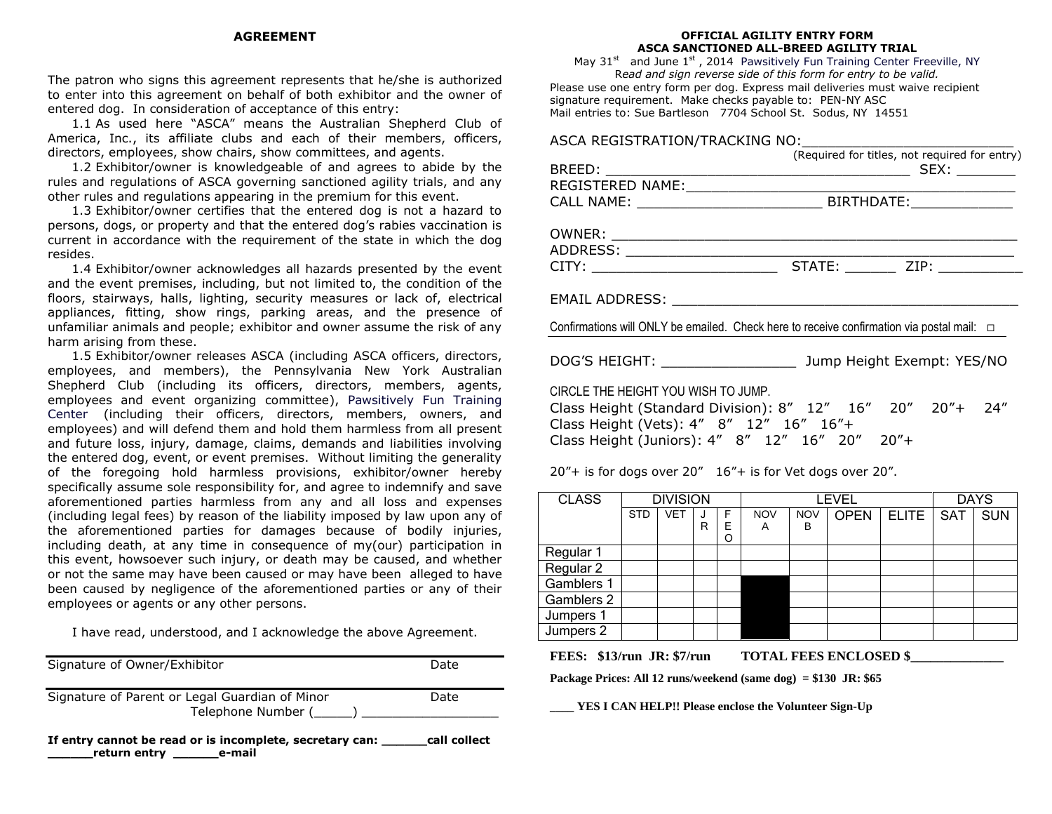## AGREEMENT

The patron who signs this agreement represents that he/she is authorized to enter into this agreement on behalf of both exhibitor and the owner of entered dog. In consideration of acceptance of this entry:

1.1 As used here "ASCA" means the Australian Shepherd Club of America, Inc., its affiliate clubs and each of their members, officers, directors, employees, show chairs, show committees, and agents.

1.2 Exhibitor/owner is knowledgeable of and agrees to abide by the rules and regulations of ASCA governing sanctioned agility trials, and any other rules and regulations appearing in the premium for this event.

1.3 Exhibitor/owner certifies that the entered dog is not a hazard to persons, dogs, or property and that the entered dog's rabies vaccination is current in accordance with the requirement of the state in which the dog resides.

1.4 Exhibitor/owner acknowledges all hazards presented by the event and the event premises, including, but not limited to, the condition of the floors, stairways, halls, lighting, security measures or lack of, electrical appliances, fitting, show rings, parking areas, and the presence of unfamiliar animals and people; exhibitor and owner assume the risk of any harm arising from these.

1.5 Exhibitor/owner releases ASCA (including ASCA officers, directors, employees, and members), the Pennsylvania New York Australian Shepherd Club (including its officers, directors, members, agents, employees and event organizing committee), Pawsitively Fun Training Center (including their officers, directors, members, owners, and employees) and will defend them and hold them harmless from all present and future loss, injury, damage, claims, demands and liabilities involving the entered dog, event, or event premises. Without limiting the generality of the foregoing hold harmless provisions, exhibitor/owner hereby specifically assume sole responsibility for, and agree to indemnify and save aforementioned parties harmless from any and all loss and expenses (including legal fees) by reason of the liability imposed by law upon any of the aforementioned parties for damages because of bodily injuries, including death, at any time in consequence of my(our) participation in this event, howsoever such injury, or death may be caused, and whether or not the same may have been caused or may have been alleged to have been caused by negligence of the aforementioned parties or any of their employees or agents or any other persons.

I have read, understood, and I acknowledge the above Agreement.

Signature of Owner/Exhibitor　　　　　　　　Date

Signature of Parent or Legal Guardian of Minor　　　　　　　　Date
Telephone Number (_____) __________________

**If entry cannot be read or is incomplete, secretary can: ______call collect ______return entry ______e-mail**

## OFFICIAL AGILITY ENTRY FORM
## ASCA SANCTIONED ALL-BREED AGILITY TRIAL

May 31st and June 1st, 2014 Pawsitively Fun Training Center Freeville, NY

*Read and sign reverse side of this form for entry to be valid.*

Please use one entry form per dog. Express mail deliveries must waive recipient signature requirement. Make checks payable to: PEN-NY ASC
Mail entries to: Sue Bartleson 7704 School St. Sodus, NY 14551

ASCA REGISTRATION/TRACKING NO:__________________________
(Required for titles, not required for entry)
BREED: ____________________________________ SEX: _______
REGISTERED NAME:_______________________________________
CALL NAME: ______________________ BIRTHDATE:____________

OWNER: ________________________________________________
ADDRESS: _______________________________________________
CITY: ______________________ STATE: ______ ZIP: __________

EMAIL ADDRESS: ________________________________________

Confirmations will ONLY be emailed. Check here to receive confirmation via postal mail: □

DOG'S HEIGHT: ________________ Jump Height Exempt: YES/NO

CIRCLE THE HEIGHT YOU WISH TO JUMP.
Class Height (Standard Division): 8" 12" 16" 20" 20"+ 24"
Class Height (Vets): 4" 8" 12" 16" 16"+
Class Height (Juniors): 4" 8" 12" 16" 20" 20"+

20"+ is for dogs over 20" 16"+ is for Vet dogs over 20".

| CLASS | DIVISION | | | | LEVEL | | | | DAYS | |
|---|---|---|---|---|---|---|---|---|---|---|
| | STD | VET | JR | FEO | NOV A | NOV B | OPEN | ELITE | SAT | SUN |
| Regular 1 | | | | | | | | | | |
| Regular 2 | | | | | | | | | | |
| Gamblers 1 | | | | | ■ | | | | | |
| Gamblers 2 | | | | | ■ | | | | | |
| Jumpers 1 | | | | | ■ | | | | | |
| Jumpers 2 | | | | | ■ | | | | | |

**FEES: $13/run JR: $7/run　　TOTAL FEES ENCLOSED $_____________**

**Package Prices: All 12 runs/weekend (same dog) = $130 JR: $65**

**____ YES I CAN HELP!! Please enclose the Volunteer Sign-Up**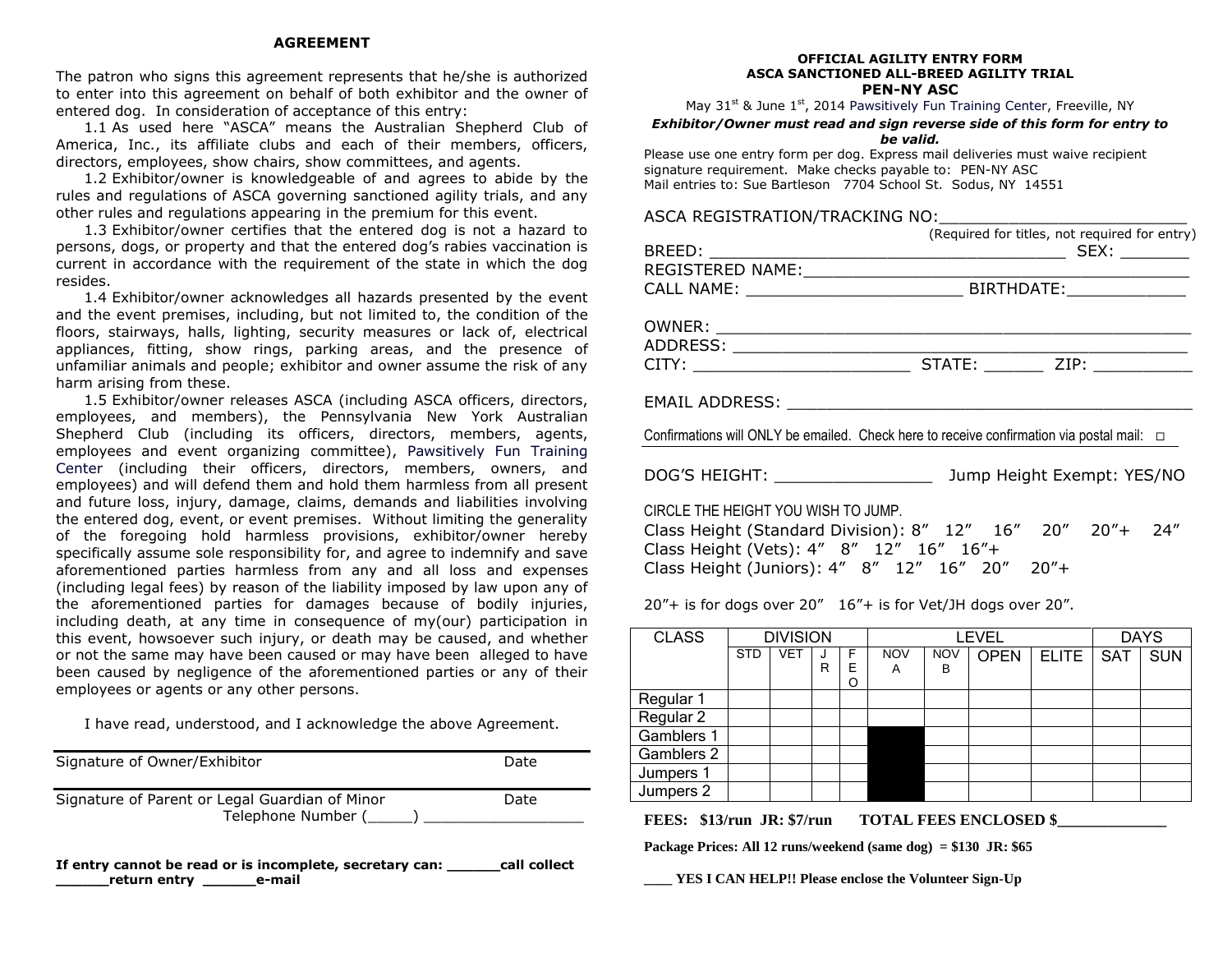## AGREEMENT

The patron who signs this agreement represents that he/she is authorized to enter into this agreement on behalf of both exhibitor and the owner of entered dog. In consideration of acceptance of this entry:

1.1 As used here "ASCA" means the Australian Shepherd Club of America, Inc., its affiliate clubs and each of their members, officers, directors, employees, show chairs, show committees, and agents.

1.2 Exhibitor/owner is knowledgeable of and agrees to abide by the rules and regulations of ASCA governing sanctioned agility trials, and any other rules and regulations appearing in the premium for this event.

1.3 Exhibitor/owner certifies that the entered dog is not a hazard to persons, dogs, or property and that the entered dog's rabies vaccination is current in accordance with the requirement of the state in which the dog resides.

1.4 Exhibitor/owner acknowledges all hazards presented by the event and the event premises, including, but not limited to, the condition of the floors, stairways, halls, lighting, security measures or lack of, electrical appliances, fitting, show rings, parking areas, and the presence of unfamiliar animals and people; exhibitor and owner assume the risk of any harm arising from these.

1.5 Exhibitor/owner releases ASCA (including ASCA officers, directors, employees, and members), the Pennsylvania New York Australian Shepherd Club (including its officers, directors, members, agents, employees and event organizing committee), Pawsitively Fun Training Center (including their officers, directors, members, owners, and employees) and will defend them and hold them harmless from all present and future loss, injury, damage, claims, demands and liabilities involving the entered dog, event, or event premises. Without limiting the generality of the foregoing hold harmless provisions, exhibitor/owner hereby specifically assume sole responsibility for, and agree to indemnify and save aforementioned parties harmless from any and all loss and expenses (including legal fees) by reason of the liability imposed by law upon any of the aforementioned parties for damages because of bodily injuries, including death, at any time in consequence of my(our) participation in this event, howsoever such injury, or death may be caused, and whether or not the same may have been caused or may have been alleged to have been caused by negligence of the aforementioned parties or any of their employees or agents or any other persons.

I have read, understood, and I acknowledge the above Agreement.

Signature of Owner/Exhibitor Date

Signature of Parent or Legal Guardian of Minor Date
Telephone Number (_____) __________________

**If entry cannot be read or is incomplete, secretary can: ______call collect ______return entry ______e-mail**

**OFFICIAL AGILITY ENTRY FORM**
**ASCA SANCTIONED ALL-BREED AGILITY TRIAL**
**PEN-NY ASC**

May 31st & June 1st, 2014 Pawsitively Fun Training Center, Freeville, NY

***Exhibitor/Owner must read and sign reverse side of this form for entry to be valid.***

Please use one entry form per dog. Express mail deliveries must waive recipient signature requirement. Make checks payable to: PEN-NY ASC
Mail entries to: Sue Bartleson 7704 School St. Sodus, NY 14551

ASCA REGISTRATION/TRACKING NO:_________________________
(Required for titles, not required for entry)

BREED: ______________________________ SEX: _______

REGISTERED NAME:______________________________

CALL NAME: ____________________ BIRTHDATE:____________

OWNER: ______________________________________

ADDRESS: ____________________________________

CITY: ____________________ STATE: ______ ZIP: __________

EMAIL ADDRESS: ______________________________

Confirmations will ONLY be emailed. Check here to receive confirmation via postal mail: □

DOG'S HEIGHT: ________________ Jump Height Exempt: YES/NO

CIRCLE THE HEIGHT YOU WISH TO JUMP.
Class Height (Standard Division): 8" 12" 16" 20" 20"+ 24"
Class Height (Vets): 4" 8" 12" 16" 16"+
Class Height (Juniors): 4" 8" 12" 16" 20" 20"+

20"+ is for dogs over 20" 16"+ is for Vet/JH dogs over 20".

| CLASS | DIVISION | | | | LEVEL | | | | DAYS | |
|---|---|---|---|---|---|---|---|---|---|---|
| | STD | VET | JR | FEO | NOV A | NOV B | OPEN | ELITE | SAT | SUN |
| Regular 1 | | | | | | | | | | |
| Regular 2 | | | | | | | | | | |
| Gamblers 1 | | | | | ■ | | | | | |
| Gamblers 2 | | | | | ■ | | | | | |
| Jumpers 1 | | | | | ■ | | | | | |
| Jumpers 2 | | | | | ■ | | | | | |

**FEES: $13/run JR: $7/run TOTAL FEES ENCLOSED $_____________**

**Package Prices: All 12 runs/weekend (same dog) = $130 JR: $65**

**____ YES I CAN HELP!! Please enclose the Volunteer Sign-Up**